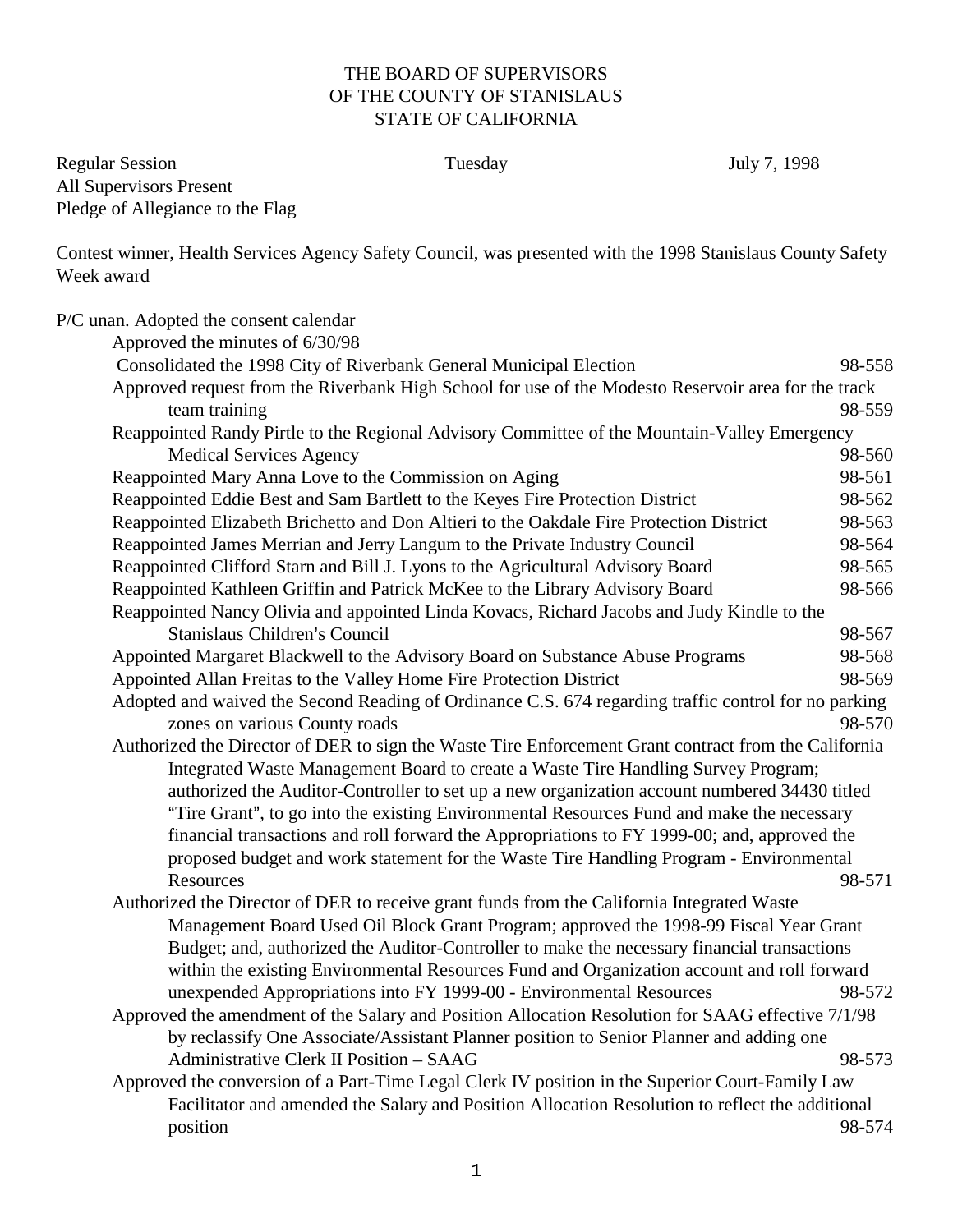THE BOARD OF SUPERVISORS
OF THE COUNTY OF STANISLAUS
STATE OF CALIFORNIA

Regular Session Tuesday July 7, 1998
All Supervisors Present
Pledge of Allegiance to the Flag

Contest winner, Health Services Agency Safety Council, was presented with the 1998 Stanislaus County Safety Week award

P/C unan. Adopted the consent calendar

- Approved the minutes of 6/30/98
- Consolidated the 1998 City of Riverbank General Municipal Election 98-558
- Approved request from the Riverbank High School for use of the Modesto Reservoir area for the track team training 98-559
- Reappointed Randy Pirtle to the Regional Advisory Committee of the Mountain-Valley Emergency Medical Services Agency 98-560
- Reappointed Mary Anna Love to the Commission on Aging 98-561
- Reappointed Eddie Best and Sam Bartlett to the Keyes Fire Protection District 98-562
- Reappointed Elizabeth Brichetto and Don Altieri to the Oakdale Fire Protection District 98-563
- Reappointed James Merrian and Jerry Langum to the Private Industry Council 98-564
- Reappointed Clifford Starn and Bill J. Lyons to the Agricultural Advisory Board 98-565
- Reappointed Kathleen Griffin and Patrick McKee to the Library Advisory Board 98-566
- Reappointed Nancy Olivia and appointed Linda Kovacs, Richard Jacobs and Judy Kindle to the Stanislaus Children's Council 98-567
- Appointed Margaret Blackwell to the Advisory Board on Substance Abuse Programs 98-568
- Appointed Allan Freitas to the Valley Home Fire Protection District 98-569
- Adopted and waived the Second Reading of Ordinance C.S. 674 regarding traffic control for no parking zones on various County roads 98-570
- Authorized the Director of DER to sign the Waste Tire Enforcement Grant contract from the California Integrated Waste Management Board to create a Waste Tire Handling Survey Program; authorized the Auditor-Controller to set up a new organization account numbered 34430 titled "Tire Grant", to go into the existing Environmental Resources Fund and make the necessary financial transactions and roll forward the Appropriations to FY 1999-00; and, approved the proposed budget and work statement for the Waste Tire Handling Program - Environmental Resources 98-571
- Authorized the Director of DER to receive grant funds from the California Integrated Waste Management Board Used Oil Block Grant Program; approved the 1998-99 Fiscal Year Grant Budget; and, authorized the Auditor-Controller to make the necessary financial transactions within the existing Environmental Resources Fund and Organization account and roll forward unexpended Appropriations into FY 1999-00 - Environmental Resources 98-572
- Approved the amendment of the Salary and Position Allocation Resolution for SAAG effective 7/1/98 by reclassify One Associate/Assistant Planner position to Senior Planner and adding one Administrative Clerk II Position – SAAG 98-573
- Approved the conversion of a Part-Time Legal Clerk IV position in the Superior Court-Family Law Facilitator and amended the Salary and Position Allocation Resolution to reflect the additional position 98-574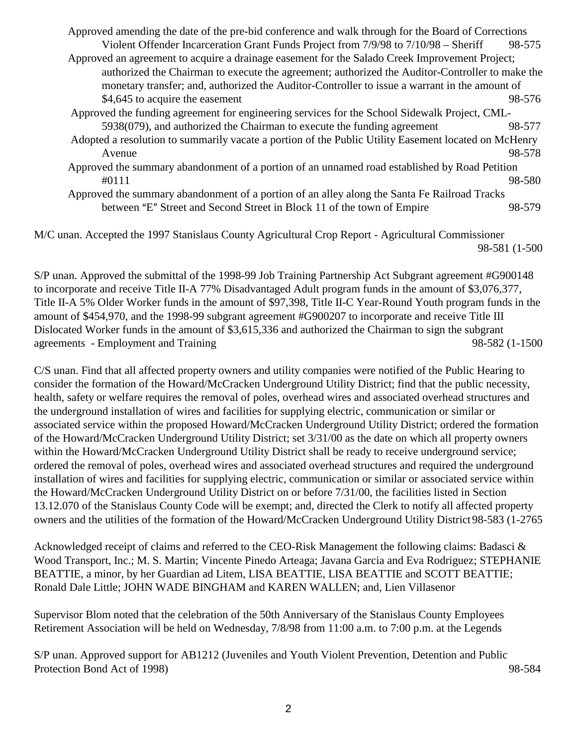Approved amending the date of the pre-bid conference and walk through for the Board of Corrections Violent Offender Incarceration Grant Funds Project from 7/9/98 to 7/10/98 – Sheriff 98-575

Approved an agreement to acquire a drainage easement for the Salado Creek Improvement Project; authorized the Chairman to execute the agreement; authorized the Auditor-Controller to make the monetary transfer; and, authorized the Auditor-Controller to issue a warrant in the amount of $4,645 to acquire the easement 98-576

Approved the funding agreement for engineering services for the School Sidewalk Project, CML-5938(079), and authorized the Chairman to execute the funding agreement 98-577

Adopted a resolution to summarily vacate a portion of the Public Utility Easement located on McHenry Avenue 98-578

Approved the summary abandonment of a portion of an unnamed road established by Road Petition #0111 98-580

Approved the summary abandonment of a portion of an alley along the Santa Fe Railroad Tracks between "E" Street and Second Street in Block 11 of the town of Empire 98-579

M/C unan. Accepted the 1997 Stanislaus County Agricultural Crop Report - Agricultural Commissioner 98-581 (1-500

S/P unan. Approved the submittal of the 1998-99 Job Training Partnership Act Subgrant agreement #G900148 to incorporate and receive Title II-A 77% Disadvantaged Adult program funds in the amount of $3,076,377, Title II-A 5% Older Worker funds in the amount of $97,398, Title II-C Year-Round Youth program funds in the amount of $454,970, and the 1998-99 subgrant agreement #G900207 to incorporate and receive Title III Dislocated Worker funds in the amount of $3,615,336 and authorized the Chairman to sign the subgrant agreements - Employment and Training 98-582 (1-1500

C/S unan. Find that all affected property owners and utility companies were notified of the Public Hearing to consider the formation of the Howard/McCracken Underground Utility District; find that the public necessity, health, safety or welfare requires the removal of poles, overhead wires and associated overhead structures and the underground installation of wires and facilities for supplying electric, communication or similar or associated service within the proposed Howard/McCracken Underground Utility District; ordered the formation of the Howard/McCracken Underground Utility District; set 3/31/00 as the date on which all property owners within the Howard/McCracken Underground Utility District shall be ready to receive underground service; ordered the removal of poles, overhead wires and associated overhead structures and required the underground installation of wires and facilities for supplying electric, communication or similar or associated service within the Howard/McCracken Underground Utility District on or before 7/31/00, the facilities listed in Section 13.12.070 of the Stanislaus County Code will be exempt; and, directed the Clerk to notify all affected property owners and the utilities of the formation of the Howard/McCracken Underground Utility District 98-583 (1-2765

Acknowledged receipt of claims and referred to the CEO-Risk Management the following claims: Badasci & Wood Transport, Inc.; M. S. Martin; Vincente Pinedo Arteaga; Javana Garcia and Eva Rodriguez; STEPHANIE BEATTIE, a minor, by her Guardian ad Litem, LISA BEATTIE, LISA BEATTIE and SCOTT BEATTIE; Ronald Dale Little; JOHN WADE BINGHAM and KAREN WALLEN; and, Lien Villasenor

Supervisor Blom noted that the celebration of the 50th Anniversary of the Stanislaus County Employees Retirement Association will be held on Wednesday, 7/8/98 from 11:00 a.m. to 7:00 p.m. at the Legends

S/P unan. Approved support for AB1212 (Juveniles and Youth Violent Prevention, Detention and Public Protection Bond Act of 1998) 98-584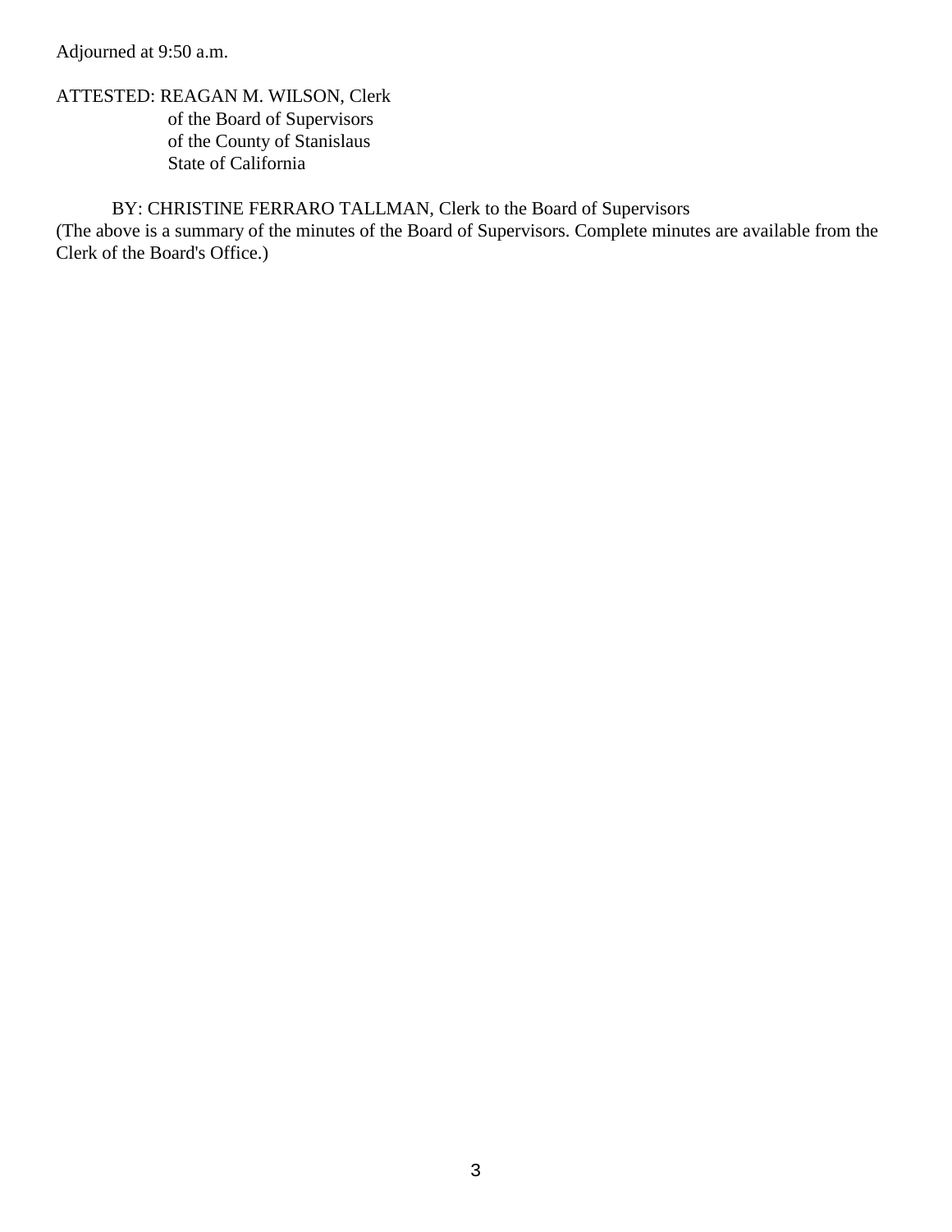Adjourned at 9:50 a.m.

ATTESTED: REAGAN M. WILSON, Clerk
of the Board of Supervisors
of the County of Stanislaus
State of California

BY: CHRISTINE FERRARO TALLMAN, Clerk to the Board of Supervisors

(The above is a summary of the minutes of the Board of Supervisors. Complete minutes are available from the Clerk of the Board's Office.)